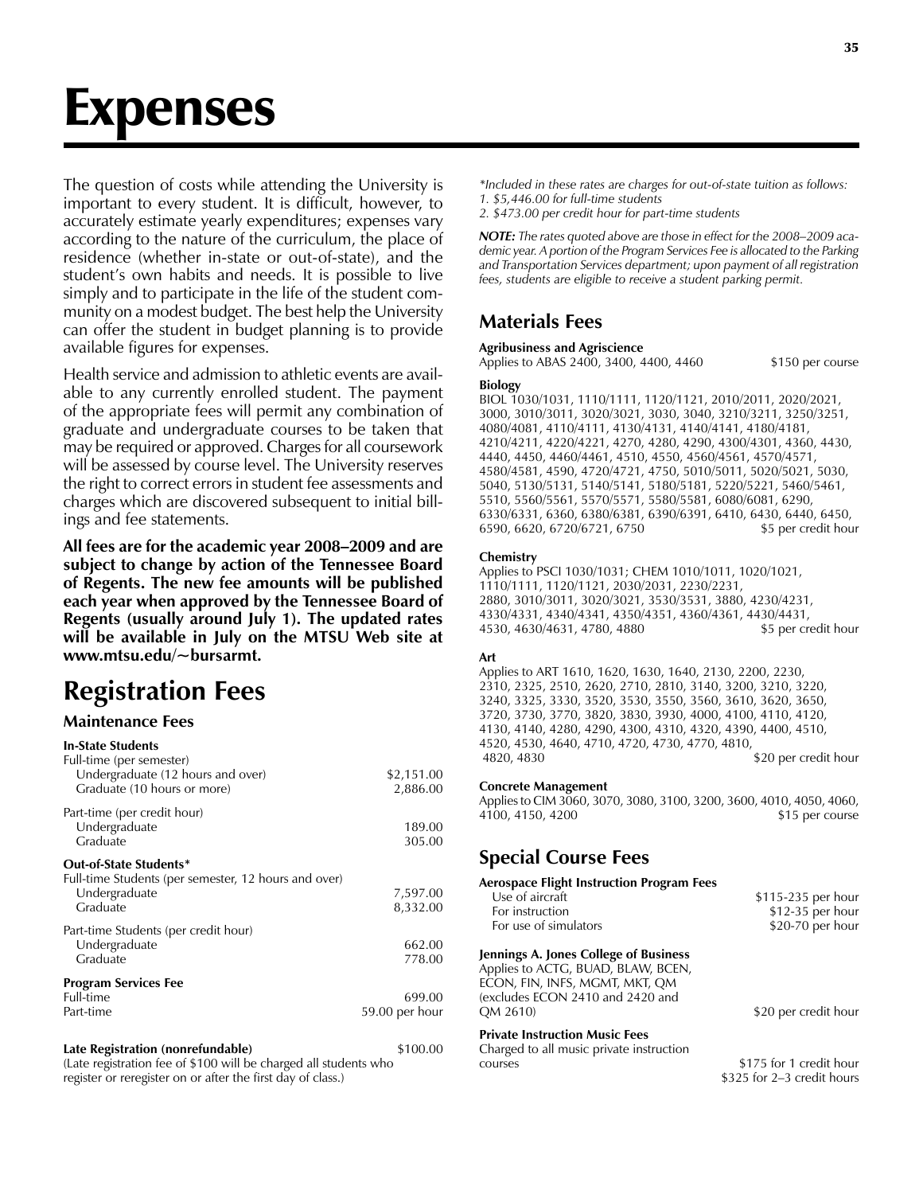# Expenses

The question of costs while attending the University is important to every student. It is difficult, however, to accurately estimate yearly expenditures; expenses vary according to the nature of the curriculum, the place of residence (whether in-state or out-of-state), and the student's own habits and needs. It is possible to live simply and to participate in the life of the student community on a modest budget. The best help the University can offer the student in budget planning is to provide available figures for expenses.

Health service and admission to athletic events are available to any currently enrolled student. The payment of the appropriate fees will permit any combination of graduate and undergraduate courses to be taken that may be required or approved. Charges for all coursework will be assessed by course level. The University reserves the right to correct errors in student fee assessments and charges which are discovered subsequent to initial billings and fee statements.

**All fees are for the academic year 2008–2009 and are subject to change by action of the Tennessee Board of Regents. The new fee amounts will be published each year when approved by the Tennessee Board of Regents (usually around July 1). The updated rates will be available in July on the MTSU Web site at www.mtsu.edu/~bursarmt.**

# Registration Fees

## Maintenance Fees

| | |
|---|---|
| **In-State Students** | |
| Full-time (per semester) | |
| Undergraduate (12 hours and over) | $2,151.00 |
| Graduate (10 hours or more) | 2,886.00 |
| Part-time (per credit hour) | |
| Undergraduate | 189.00 |
| Graduate | 305.00 |
| **Out-of-State Students*** | |
| Full-time Students (per semester, 12 hours and over) | |
| Undergraduate | 7,597.00 |
| Graduate | 8,332.00 |
| Part-time Students (per credit hour) | |
| Undergraduate | 662.00 |
| Graduate | 778.00 |
| **Program Services Fee** | |
| Full-time | 699.00 |
| Part-time | 59.00 per hour |
| **Late Registration (nonrefundable)** | $100.00 |

(Late registration fee of $100 will be charged all students who register or reregister on or after the first day of class.)

*Included in these rates are charges for out-of-state tuition as follows:*
*1. $5,446.00 for full-time students*
*2. $473.00 per credit hour for part-time students*

***NOTE:** The rates quoted above are those in effect for the 2008–2009 academic year. A portion of the Program Services Fee is allocated to the Parking and Transportation Services department; upon payment of all registration fees, students are eligible to receive a student parking permit.*

## Materials Fees

**Agribusiness and Agriscience**
Applies to ABAS 2400, 3400, 4400, 4460 — $150 per course

**Biology**
BIOL 1030/1031, 1110/1111, 1120/1121, 2010/2011, 2020/2021, 3000, 3010/3011, 3020/3021, 3030, 3040, 3210/3211, 3250/3251, 4080/4081, 4110/4111, 4130/4131, 4140/4141, 4180/4181, 4210/4211, 4220/4221, 4270, 4280, 4290, 4300/4301, 4360, 4430, 4440, 4450, 4460/4461, 4510, 4550, 4560/4561, 4570/4571, 4580/4581, 4590, 4720/4721, 4750, 5010/5011, 5020/5021, 5030, 5040, 5130/5131, 5140/5141, 5180/5181, 5220/5221, 5460/5461, 5510, 5560/5561, 5570/5571, 5580/5581, 6080/6081, 6290, 6330/6331, 6360, 6380/6381, 6390/6391, 6410, 6430, 6440, 6450, 6590, 6620, 6720/6721, 6750 — $5 per credit hour

**Chemistry**
Applies to PSCI 1030/1031; CHEM 1010/1011, 1020/1021, 1110/1111, 1120/1121, 2030/2031, 2230/2231, 2880, 3010/3011, 3020/3021, 3530/3531, 3880, 4230/4231, 4330/4331, 4340/4341, 4350/4351, 4360/4361, 4430/4431, 4530, 4630/4631, 4780, 4880 — $5 per credit hour

**Art**
Applies to ART 1610, 1620, 1630, 1640, 2130, 2200, 2230, 2310, 2325, 2510, 2620, 2710, 2810, 3140, 3200, 3210, 3220, 3240, 3325, 3330, 3520, 3530, 3550, 3560, 3610, 3620, 3650, 3720, 3730, 3770, 3820, 3830, 3930, 4000, 4100, 4110, 4120, 4130, 4140, 4280, 4290, 4300, 4310, 4320, 4390, 4400, 4510, 4520, 4530, 4640, 4710, 4720, 4730, 4770, 4810, 4820, 4830 — $20 per credit hour

**Concrete Management**
Applies to CIM 3060, 3070, 3080, 3100, 3200, 3600, 4010, 4050, 4060, 4100, 4150, 4200 — $15 per course

## Special Course Fees

**Aerospace Flight Instruction Program Fees**

| | |
|---|---|
| Use of aircraft | $115-235 per hour |
| For instruction | $12-35 per hour |
| For use of simulators | $20-70 per hour |

**Jennings A. Jones College of Business**
Applies to ACTG, BUAD, BLAW, BCEN, ECON, FIN, INFS, MGMT, MKT, QM (excludes ECON 2410 and 2420 and QM 2610) — $20 per credit hour

**Private Instruction Music Fees**
Charged to all music private instruction courses — $175 for 1 credit hour; $325 for 2–3 credit hours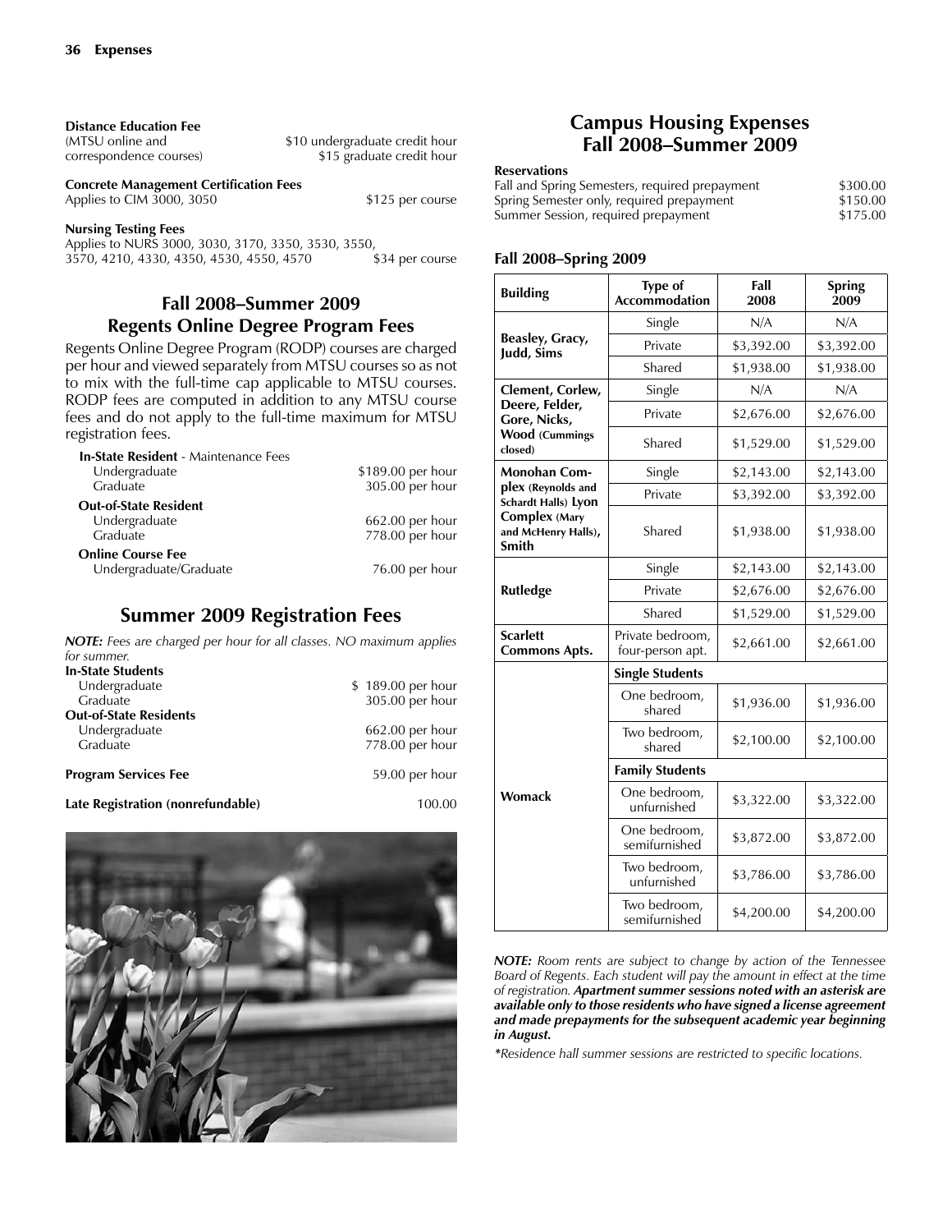**Distance Education Fee**
(MTSU online and correspondence courses) — $10 undergraduate credit hour; $15 graduate credit hour

**Concrete Management Certification Fees**
Applies to CIM 3000, 3050 — $125 per course

**Nursing Testing Fees**
Applies to NURS 3000, 3030, 3170, 3350, 3530, 3550, 3570, 4210, 4330, 4350, 4530, 4550, 4570 — $34 per course

## Fall 2008–Summer 2009 Regents Online Degree Program Fees

Regents Online Degree Program (RODP) courses are charged per hour and viewed separately from MTSU courses so as not to mix with the full-time cap applicable to MTSU courses. RODP fees are computed in addition to any MTSU course fees and do not apply to the full-time maximum for MTSU registration fees.

| | |
|---|---|
| **In-State Resident** - Maintenance Fees | |
| Undergraduate | $189.00 per hour |
| Graduate | 305.00 per hour |
| **Out-of-State Resident** | |
| Undergraduate | 662.00 per hour |
| Graduate | 778.00 per hour |
| **Online Course Fee** | |
| Undergraduate/Graduate | 76.00 per hour |

## Summer 2009 Registration Fees

***NOTE:*** *Fees are charged per hour for all classes. NO maximum applies for summer.*

| | |
|---|---|
| **In-State Students** | |
| Undergraduate | $ 189.00 per hour |
| Graduate | 305.00 per hour |
| **Out-of-State Residents** | |
| Undergraduate | 662.00 per hour |
| Graduate | 778.00 per hour |
| **Program Services Fee** | 59.00 per hour |
| **Late Registration (nonrefundable)** | 100.00 |

## Campus Housing Expenses Fall 2008–Summer 2009

**Reservations**

| | |
|---|---|
| Fall and Spring Semesters, required prepayment | $300.00 |
| Spring Semester only, required prepayment | $150.00 |
| Summer Session, required prepayment | $175.00 |

### Fall 2008–Spring 2009

| Building | Type of Accommodation | Fall 2008 | Spring 2009 |
|---|---|---|---|
| **Beasley, Gracy, Judd, Sims** | Single | N/A | N/A |
| | Private | $3,392.00 | $3,392.00 |
| | Shared | $1,938.00 | $1,938.00 |
| **Clement, Corlew, Deere, Felder, Gore, Nicks, Wood** (Cummings closed) | Single | N/A | N/A |
| | Private | $2,676.00 | $2,676.00 |
| | Shared | $1,529.00 | $1,529.00 |
| **Monohan Complex** (Reynolds and Schardt Halls) **Lyon Complex** (Mary and McHenry Halls), **Smith** | Single | $2,143.00 | $2,143.00 |
| | Private | $3,392.00 | $3,392.00 |
| | Shared | $1,938.00 | $1,938.00 |
| **Rutledge** | Single | $2,143.00 | $2,143.00 |
| | Private | $2,676.00 | $2,676.00 |
| | Shared | $1,529.00 | $1,529.00 |
| **Scarlett Commons Apts.** | Private bedroom, four-person apt. | $2,661.00 | $2,661.00 |
| **Womack** | **Single Students** | | |
| | One bedroom, shared | $1,936.00 | $1,936.00 |
| | Two bedroom, shared | $2,100.00 | $2,100.00 |
| | **Family Students** | | |
| | One bedroom, unfurnished | $3,322.00 | $3,322.00 |
| | One bedroom, semifurnished | $3,872.00 | $3,872.00 |
| | Two bedroom, unfurnished | $3,786.00 | $3,786.00 |
| | Two bedroom, semifurnished | $4,200.00 | $4,200.00 |

***NOTE:*** *Room rents are subject to change by action of the Tennessee Board of Regents. Each student will pay the amount in effect at the time of registration.* ***Apartment summer sessions noted with an asterisk are available only to those residents who have signed a license agreement and made prepayments for the subsequent academic year beginning in August.***

*\*Residence hall summer sessions are restricted to specific locations.*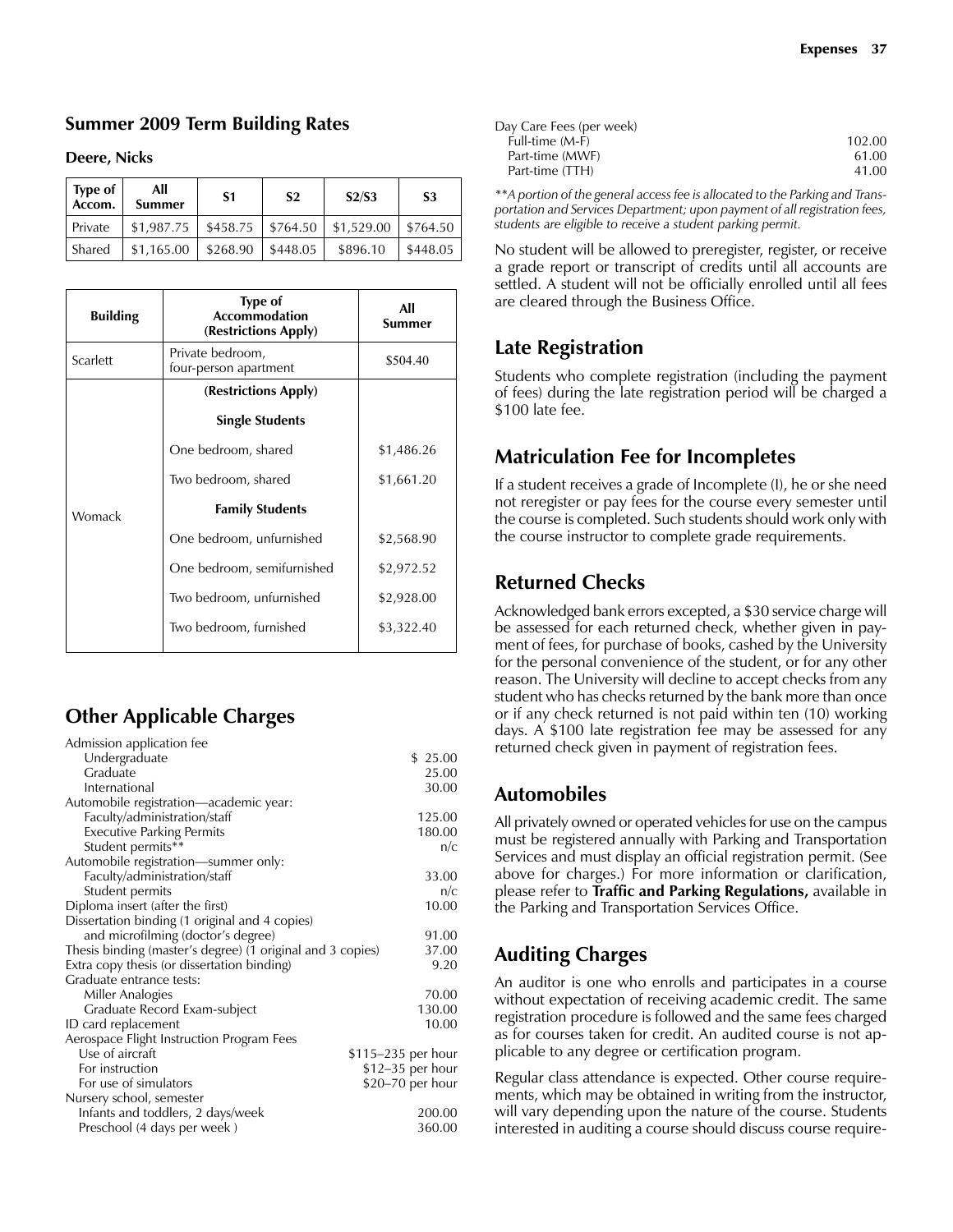## Summer 2009 Term Building Rates

### Deere, Nicks

| Type of Accom. | All Summer | S1 | S2 | S2/S3 | S3 |
|---|---|---|---|---|---|
| Private | $1,987.75 | $458.75 | $764.50 | $1,529.00 | $764.50 |
| Shared | $1,165.00 | $268.90 | $448.05 | $896.10 | $448.05 |

| Building | Type of Accommodation (Restrictions Apply) | All Summer |
|---|---|---|
| Scarlett | Private bedroom, four-person apartment | $504.40 |
| Womack | **(Restrictions Apply)** | |
| | **Single Students** | |
| | One bedroom, shared | $1,486.26 |
| | Two bedroom, shared | $1,661.20 |
| | **Family Students** | |
| | One bedroom, unfurnished | $2,568.90 |
| | One bedroom, semifurnished | $2,972.52 |
| | Two bedroom, unfurnished | $2,928.00 |
| | Two bedroom, furnished | $3,322.40 |

## Other Applicable Charges

| | |
|---|---|
| Admission application fee | |
| Undergraduate | $ 25.00 |
| Graduate | 25.00 |
| International | 30.00 |
| Automobile registration—academic year: | |
| Faculty/administration/staff | 125.00 |
| Executive Parking Permits | 180.00 |
| Student permits** | n/c |
| Automobile registration—summer only: | |
| Faculty/administration/staff | 33.00 |
| Student permits | n/c |
| Diploma insert (after the first) | 10.00 |
| Dissertation binding (1 original and 4 copies) and microfilming (doctor's degree) | 91.00 |
| Thesis binding (master's degree) (1 original and 3 copies) | 37.00 |
| Extra copy thesis (or dissertation binding) | 9.20 |
| Graduate entrance tests: | |
| Miller Analogies | 70.00 |
| Graduate Record Exam-subject | 130.00 |
| ID card replacement | 10.00 |
| Aerospace Flight Instruction Program Fees | |
| Use of aircraft | $115–235 per hour |
| For instruction | $12–35 per hour |
| For use of simulators | $20–70 per hour |
| Nursery school, semester | |
| Infants and toddlers, 2 days/week | 200.00 |
| Preschool (4 days per week ) | 360.00 |
| Day Care Fees (per week) | |
| Full-time (M-F) | 102.00 |
| Part-time (MWF) | 61.00 |
| Part-time (TTH) | 41.00 |

*\*\*A portion of the general access fee is allocated to the Parking and Transportation and Services Department; upon payment of all registration fees, students are eligible to receive a student parking permit.*

No student will be allowed to preregister, register, or receive a grade report or transcript of credits until all accounts are settled. A student will not be officially enrolled until all fees are cleared through the Business Office.

## Late Registration

Students who complete registration (including the payment of fees) during the late registration period will be charged a $100 late fee.

## Matriculation Fee for Incompletes

If a student receives a grade of Incomplete (I), he or she need not reregister or pay fees for the course every semester until the course is completed. Such students should work only with the course instructor to complete grade requirements.

## Returned Checks

Acknowledged bank errors excepted, a $30 service charge will be assessed for each returned check, whether given in payment of fees, for purchase of books, cashed by the University for the personal convenience of the student, or for any other reason. The University will decline to accept checks from any student who has checks returned by the bank more than once or if any check returned is not paid within ten (10) working days. A $100 late registration fee may be assessed for any returned check given in payment of registration fees.

## Automobiles

All privately owned or operated vehicles for use on the campus must be registered annually with Parking and Transportation Services and must display an official registration permit. (See above for charges.) For more information or clarification, please refer to **Traffic and Parking Regulations,** available in the Parking and Transportation Services Office.

## Auditing Charges

An auditor is one who enrolls and participates in a course without expectation of receiving academic credit. The same registration procedure is followed and the same fees charged as for courses taken for credit. An audited course is not applicable to any degree or certification program.

Regular class attendance is expected. Other course requirements, which may be obtained in writing from the instructor, will vary depending upon the nature of the course. Students interested in auditing a course should discuss course require-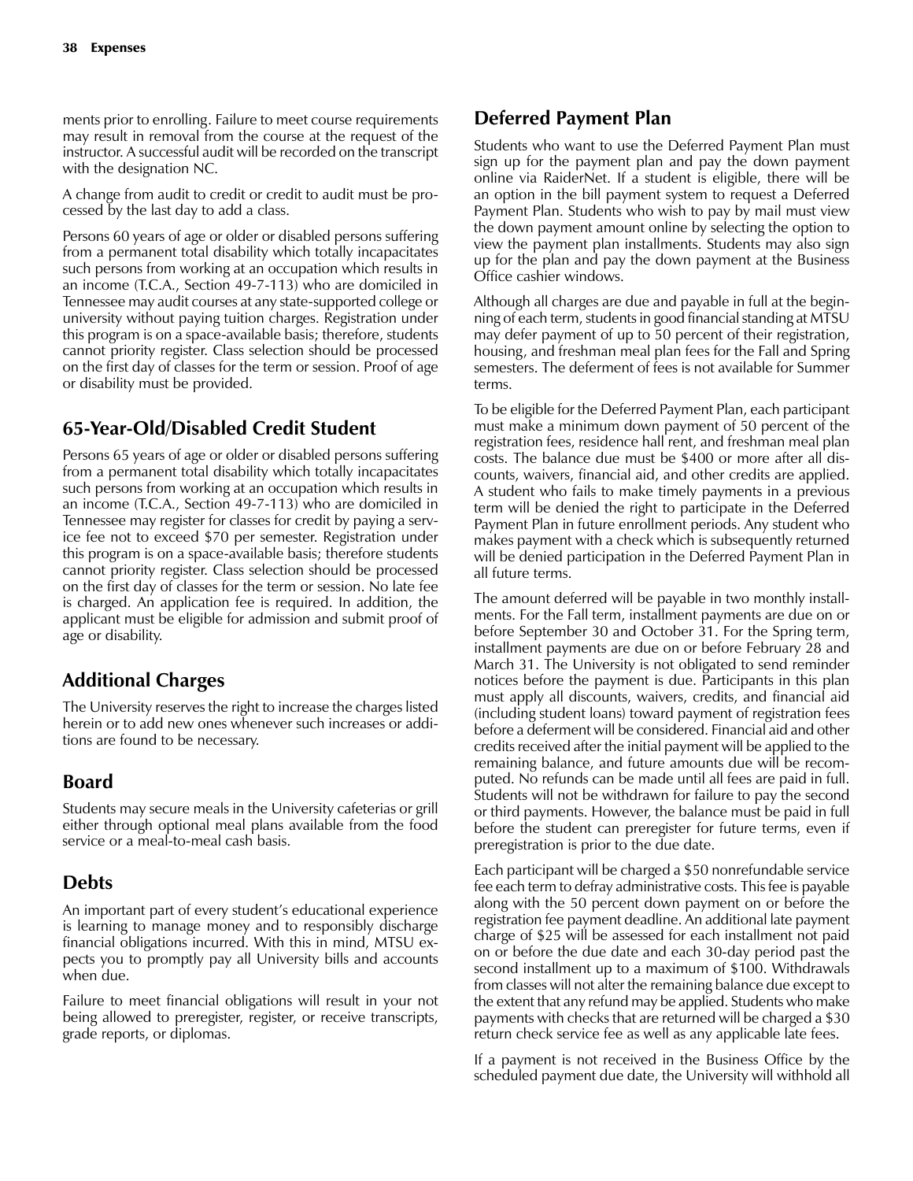ments prior to enrolling. Failure to meet course requirements may result in removal from the course at the request of the instructor. A successful audit will be recorded on the transcript with the designation NC.

A change from audit to credit or credit to audit must be processed by the last day to add a class.

Persons 60 years of age or older or disabled persons suffering from a permanent total disability which totally incapacitates such persons from working at an occupation which results in an income (T.C.A., Section 49-7-113) who are domiciled in Tennessee may audit courses at any state-supported college or university without paying tuition charges. Registration under this program is on a space-available basis; therefore, students cannot priority register. Class selection should be processed on the first day of classes for the term or session. Proof of age or disability must be provided.

## 65-Year-Old/Disabled Credit Student

Persons 65 years of age or older or disabled persons suffering from a permanent total disability which totally incapacitates such persons from working at an occupation which results in an income (T.C.A., Section 49-7-113) who are domiciled in Tennessee may register for classes for credit by paying a service fee not to exceed $70 per semester. Registration under this program is on a space-available basis; therefore students cannot priority register. Class selection should be processed on the first day of classes for the term or session. No late fee is charged. An application fee is required. In addition, the applicant must be eligible for admission and submit proof of age or disability.

## Additional Charges

The University reserves the right to increase the charges listed herein or to add new ones whenever such increases or additions are found to be necessary.

## Board

Students may secure meals in the University cafeterias or grill either through optional meal plans available from the food service or a meal-to-meal cash basis.

## Debts

An important part of every student's educational experience is learning to manage money and to responsibly discharge financial obligations incurred. With this in mind, MTSU expects you to promptly pay all University bills and accounts when due.

Failure to meet financial obligations will result in your not being allowed to preregister, register, or receive transcripts, grade reports, or diplomas.

## Deferred Payment Plan

Students who want to use the Deferred Payment Plan must sign up for the payment plan and pay the down payment online via RaiderNet. If a student is eligible, there will be an option in the bill payment system to request a Deferred Payment Plan. Students who wish to pay by mail must view the down payment amount online by selecting the option to view the payment plan installments. Students may also sign up for the plan and pay the down payment at the Business Office cashier windows.

Although all charges are due and payable in full at the beginning of each term, students in good financial standing at MTSU may defer payment of up to 50 percent of their registration, housing, and freshman meal plan fees for the Fall and Spring semesters. The deferment of fees is not available for Summer terms.

To be eligible for the Deferred Payment Plan, each participant must make a minimum down payment of 50 percent of the registration fees, residence hall rent, and freshman meal plan costs. The balance due must be $400 or more after all discounts, waivers, financial aid, and other credits are applied. A student who fails to make timely payments in a previous term will be denied the right to participate in the Deferred Payment Plan in future enrollment periods. Any student who makes payment with a check which is subsequently returned will be denied participation in the Deferred Payment Plan in all future terms.

The amount deferred will be payable in two monthly installments. For the Fall term, installment payments are due on or before September 30 and October 31. For the Spring term, installment payments are due on or before February 28 and March 31. The University is not obligated to send reminder notices before the payment is due. Participants in this plan must apply all discounts, waivers, credits, and financial aid (including student loans) toward payment of registration fees before a deferment will be considered. Financial aid and other credits received after the initial payment will be applied to the remaining balance, and future amounts due will be recomputed. No refunds can be made until all fees are paid in full. Students will not be withdrawn for failure to pay the second or third payments. However, the balance must be paid in full before the student can preregister for future terms, even if preregistration is prior to the due date.

Each participant will be charged a $50 nonrefundable service fee each term to defray administrative costs. This fee is payable along with the 50 percent down payment on or before the registration fee payment deadline. An additional late payment charge of $25 will be assessed for each installment not paid on or before the due date and each 30-day period past the second installment up to a maximum of $100. Withdrawals from classes will not alter the remaining balance due except to the extent that any refund may be applied. Students who make payments with checks that are returned will be charged a $30 return check service fee as well as any applicable late fees.

If a payment is not received in the Business Office by the scheduled payment due date, the University will withhold all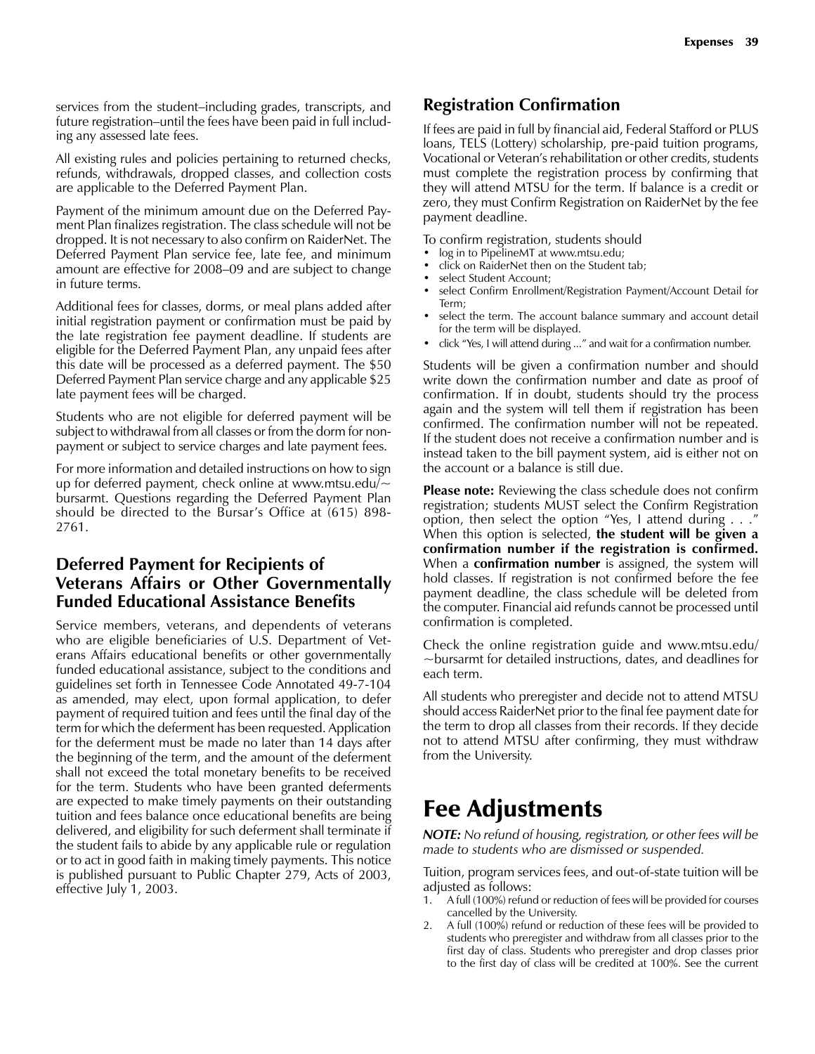services from the student–including grades, transcripts, and future registration–until the fees have been paid in full including any assessed late fees.

All existing rules and policies pertaining to returned checks, refunds, withdrawals, dropped classes, and collection costs are applicable to the Deferred Payment Plan.

Payment of the minimum amount due on the Deferred Payment Plan finalizes registration. The class schedule will not be dropped. It is not necessary to also confirm on RaiderNet. The Deferred Payment Plan service fee, late fee, and minimum amount are effective for 2008–09 and are subject to change in future terms.

Additional fees for classes, dorms, or meal plans added after initial registration payment or confirmation must be paid by the late registration fee payment deadline. If students are eligible for the Deferred Payment Plan, any unpaid fees after this date will be processed as a deferred payment. The $50 Deferred Payment Plan service charge and any applicable $25 late payment fees will be charged.

Students who are not eligible for deferred payment will be subject to withdrawal from all classes or from the dorm for nonpayment or subject to service charges and late payment fees.

For more information and detailed instructions on how to sign up for deferred payment, check online at www.mtsu.edu/~bursarmt. Questions regarding the Deferred Payment Plan should be directed to the Bursar's Office at (615) 898-2761.

### Deferred Payment for Recipients of Veterans Affairs or Other Governmentally Funded Educational Assistance Benefits

Service members, veterans, and dependents of veterans who are eligible beneficiaries of U.S. Department of Veterans Affairs educational benefits or other governmentally funded educational assistance, subject to the conditions and guidelines set forth in Tennessee Code Annotated 49-7-104 as amended, may elect, upon formal application, to defer payment of required tuition and fees until the final day of the term for which the deferment has been requested. Application for the deferment must be made no later than 14 days after the beginning of the term, and the amount of the deferment shall not exceed the total monetary benefits to be received for the term. Students who have been granted deferments are expected to make timely payments on their outstanding tuition and fees balance once educational benefits are being delivered, and eligibility for such deferment shall terminate if the student fails to abide by any applicable rule or regulation or to act in good faith in making timely payments. This notice is published pursuant to Public Chapter 279, Acts of 2003, effective July 1, 2003.

### Registration Confirmation

If fees are paid in full by financial aid, Federal Stafford or PLUS loans, TELS (Lottery) scholarship, pre-paid tuition programs, Vocational or Veteran's rehabilitation or other credits, students must complete the registration process by confirming that they will attend MTSU for the term. If balance is a credit or zero, they must Confirm Registration on RaiderNet by the fee payment deadline.

To confirm registration, students should

- log in to PipelineMT at www.mtsu.edu;
- click on RaiderNet then on the Student tab;
- select Student Account;
- select Confirm Enrollment/Registration Payment/Account Detail for Term;
- select the term. The account balance summary and account detail for the term will be displayed.
- click "Yes, I will attend during ..." and wait for a confirmation number.

Students will be given a confirmation number and should write down the confirmation number and date as proof of confirmation. If in doubt, students should try the process again and the system will tell them if registration has been confirmed. The confirmation number will not be repeated. If the student does not receive a confirmation number and is instead taken to the bill payment system, aid is either not on the account or a balance is still due.

**Please note:** Reviewing the class schedule does not confirm registration; students MUST select the Confirm Registration option, then select the option "Yes, I attend during . . ." When this option is selected, **the student will be given a confirmation number if the registration is confirmed.** When a **confirmation number** is assigned, the system will hold classes. If registration is not confirmed before the fee payment deadline, the class schedule will be deleted from the computer. Financial aid refunds cannot be processed until confirmation is completed.

Check the online registration guide and www.mtsu.edu/~bursarmt for detailed instructions, dates, and deadlines for each term.

All students who preregister and decide not to attend MTSU should access RaiderNet prior to the final fee payment date for the term to drop all classes from their records. If they decide not to attend MTSU after confirming, they must withdraw from the University.

# Fee Adjustments

***NOTE:*** *No refund of housing, registration, or other fees will be made to students who are dismissed or suspended.*

Tuition, program services fees, and out-of-state tuition will be adjusted as follows:

1. A full (100%) refund or reduction of fees will be provided for courses cancelled by the University.
2. A full (100%) refund or reduction of these fees will be provided to students who preregister and withdraw from all classes prior to the first day of class. Students who preregister and drop classes prior to the first day of class will be credited at 100%. See the current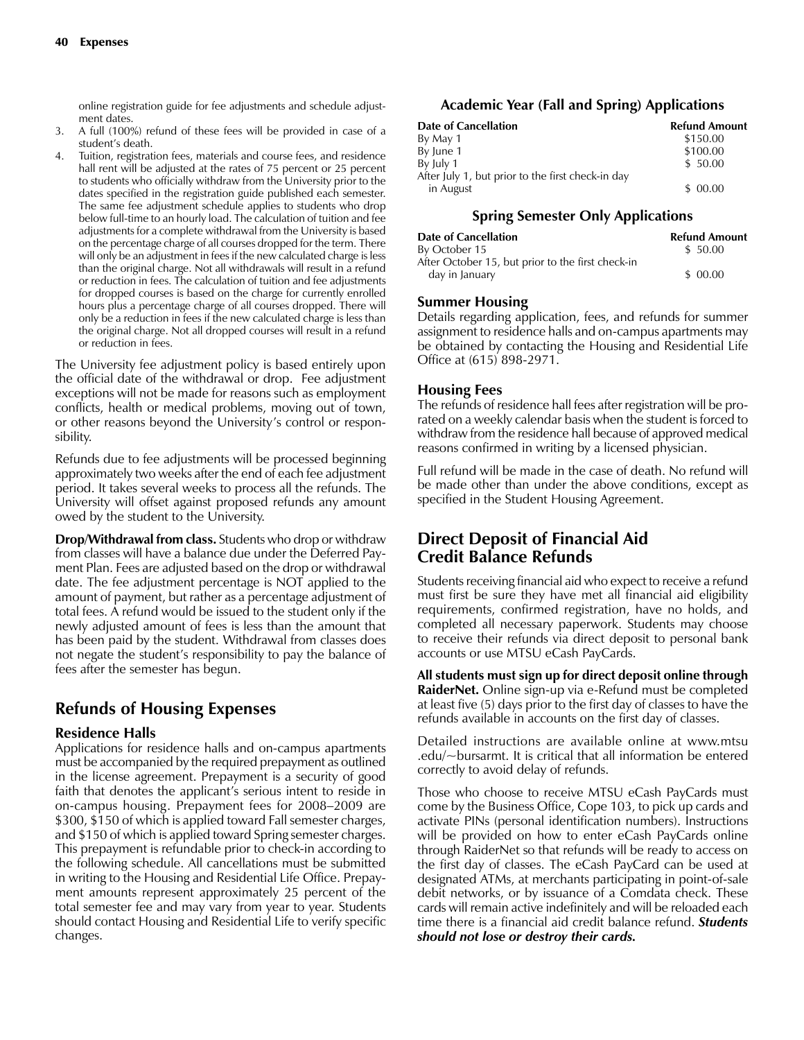online registration guide for fee adjustments and schedule adjustment dates.

3. A full (100%) refund of these fees will be provided in case of a student's death.
4. Tuition, registration fees, materials and course fees, and residence hall rent will be adjusted at the rates of 75 percent or 25 percent to students who officially withdraw from the University prior to the dates specified in the registration guide published each semester. The same fee adjustment schedule applies to students who drop below full-time to an hourly load. The calculation of tuition and fee adjustments for a complete withdrawal from the University is based on the percentage charge of all courses dropped for the term. There will only be an adjustment in fees if the new calculated charge is less than the original charge. Not all withdrawals will result in a refund or reduction in fees. The calculation of tuition and fee adjustments for dropped courses is based on the charge for currently enrolled hours plus a percentage charge of all courses dropped. There will only be a reduction in fees if the new calculated charge is less than the original charge. Not all dropped courses will result in a refund or reduction in fees.

The University fee adjustment policy is based entirely upon the official date of the withdrawal or drop. Fee adjustment exceptions will not be made for reasons such as employment conflicts, health or medical problems, moving out of town, or other reasons beyond the University's control or responsibility.

Refunds due to fee adjustments will be processed beginning approximately two weeks after the end of each fee adjustment period. It takes several weeks to process all the refunds. The University will offset against proposed refunds any amount owed by the student to the University.

**Drop/Withdrawal from class.** Students who drop or withdraw from classes will have a balance due under the Deferred Payment Plan. Fees are adjusted based on the drop or withdrawal date. The fee adjustment percentage is NOT applied to the amount of payment, but rather as a percentage adjustment of total fees. A refund would be issued to the student only if the newly adjusted amount of fees is less than the amount that has been paid by the student. Withdrawal from classes does not negate the student's responsibility to pay the balance of fees after the semester has begun.

## Refunds of Housing Expenses

### Residence Halls

Applications for residence halls and on-campus apartments must be accompanied by the required prepayment as outlined in the license agreement. Prepayment is a security of good faith that denotes the applicant's serious intent to reside in on-campus housing. Prepayment fees for 2008–2009 are $300, $150 of which is applied toward Fall semester charges, and $150 of which is applied toward Spring semester charges. This prepayment is refundable prior to check-in according to the following schedule. All cancellations must be submitted in writing to the Housing and Residential Life Office. Prepayment amounts represent approximately 25 percent of the total semester fee and may vary from year to year. Students should contact Housing and Residential Life to verify specific changes.

#### Academic Year (Fall and Spring) Applications

| Date of Cancellation | Refund Amount |
|---|---|
| By May 1 | $150.00 |
| By June 1 | $100.00 |
| By July 1 | $ 50.00 |
| After July 1, but prior to the first check-in day in August | $ 00.00 |

#### Spring Semester Only Applications

| Date of Cancellation | Refund Amount |
|---|---|
| By October 15 | $ 50.00 |
| After October 15, but prior to the first check-in day in January | $ 00.00 |

### Summer Housing

Details regarding application, fees, and refunds for summer assignment to residence halls and on-campus apartments may be obtained by contacting the Housing and Residential Life Office at (615) 898-2971.

### Housing Fees

The refunds of residence hall fees after registration will be prorated on a weekly calendar basis when the student is forced to withdraw from the residence hall because of approved medical reasons confirmed in writing by a licensed physician.

Full refund will be made in the case of death. No refund will be made other than under the above conditions, except as specified in the Student Housing Agreement.

## Direct Deposit of Financial Aid Credit Balance Refunds

Students receiving financial aid who expect to receive a refund must first be sure they have met all financial aid eligibility requirements, confirmed registration, have no holds, and completed all necessary paperwork. Students may choose to receive their refunds via direct deposit to personal bank accounts or use MTSU eCash PayCards.

**All students must sign up for direct deposit online through RaiderNet.** Online sign-up via e-Refund must be completed at least five (5) days prior to the first day of classes to have the refunds available in accounts on the first day of classes.

Detailed instructions are available online at www.mtsu.edu/~bursarmt. It is critical that all information be entered correctly to avoid delay of refunds.

Those who choose to receive MTSU eCash PayCards must come by the Business Office, Cope 103, to pick up cards and activate PINs (personal identification numbers). Instructions will be provided on how to enter eCash PayCards online through RaiderNet so that refunds will be ready to access on the first day of classes. The eCash PayCard can be used at designated ATMs, at merchants participating in point-of-sale debit networks, or by issuance of a Comdata check. These cards will remain active indefinitely and will be reloaded each time there is a financial aid credit balance refund. ***Students should not lose or destroy their cards.***